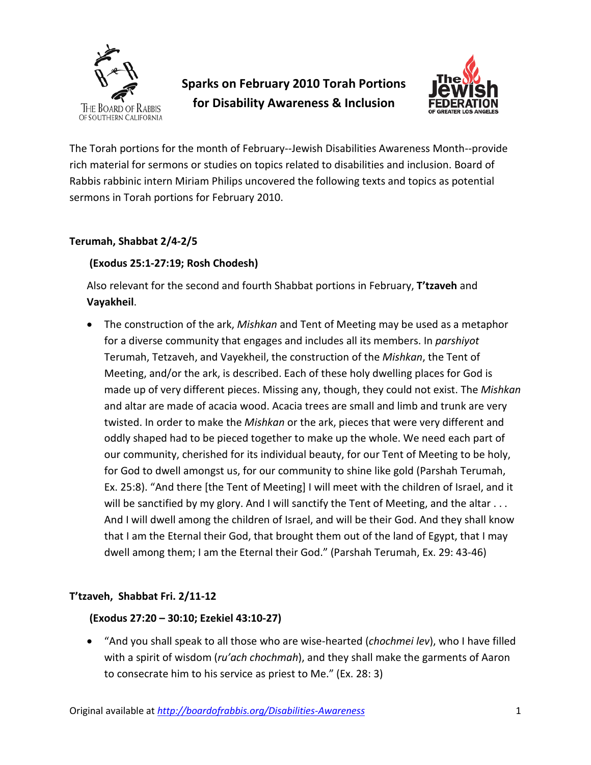The Board of Rabbis of Southern California

# Sparks on February 2010 Torah Portions for Disability Awareness & Inclusion

The Jewish Federation of Greater Los Angeles

The Torah portions for the month of February--Jewish Disabilities Awareness Month--provide rich material for sermons or studies on topics related to disabilities and inclusion. Board of Rabbis rabbinic intern Miriam Philips uncovered the following texts and topics as potential sermons in Torah portions for February 2010.

**Terumah, Shabbat 2/4-2/5**

**(Exodus 25:1-27:19; Rosh Chodesh)**

Also relevant for the second and fourth Shabbat portions in February, **T'tzaveh** and **Vayakheil**.

- The construction of the ark, *Mishkan* and Tent of Meeting may be used as a metaphor for a diverse community that engages and includes all its members. In *parshiyot* Terumah, Tetzaveh, and Vayekheil, the construction of the *Mishkan*, the Tent of Meeting, and/or the ark, is described. Each of these holy dwelling places for God is made up of very different pieces. Missing any, though, they could not exist. The *Mishkan* and altar are made of acacia wood. Acacia trees are small and limb and trunk are very twisted. In order to make the *Mishkan* or the ark, pieces that were very different and oddly shaped had to be pieced together to make up the whole. We need each part of our community, cherished for its individual beauty, for our Tent of Meeting to be holy, for God to dwell amongst us, for our community to shine like gold (Parshah Terumah, Ex. 25:8). "And there [the Tent of Meeting] I will meet with the children of Israel, and it will be sanctified by my glory. And I will sanctify the Tent of Meeting, and the altar . . . And I will dwell among the children of Israel, and will be their God. And they shall know that I am the Eternal their God, that brought them out of the land of Egypt, that I may dwell among them; I am the Eternal their God." (Parshah Terumah, Ex. 29: 43-46)

**T'tzaveh, Shabbat Fri. 2/11-12**

**(Exodus 27:20 – 30:10; Ezekiel 43:10-27)**

- "And you shall speak to all those who are wise-hearted (*chochmei lev*), who I have filled with a spirit of wisdom (*ru'ach chochmah*), and they shall make the garments of Aaron to consecrate him to his service as priest to Me." (Ex. 28: 3)

Original available at *http://boardofrabbis.org/Disabilities-Awareness*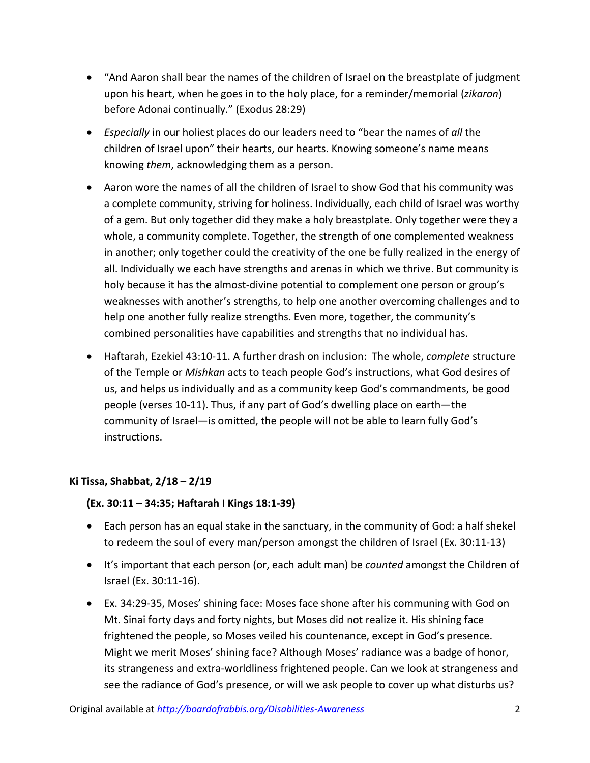- "And Aaron shall bear the names of the children of Israel on the breastplate of judgment upon his heart, when he goes in to the holy place, for a reminder/memorial (*zikaron*) before Adonai continually." (Exodus 28:29)
- *Especially* in our holiest places do our leaders need to "bear the names of *all* the children of Israel upon" their hearts, our hearts. Knowing someone's name means knowing *them*, acknowledging them as a person.
- Aaron wore the names of all the children of Israel to show God that his community was a complete community, striving for holiness. Individually, each child of Israel was worthy of a gem. But only together did they make a holy breastplate. Only together were they a whole, a community complete. Together, the strength of one complemented weakness in another; only together could the creativity of the one be fully realized in the energy of all. Individually we each have strengths and arenas in which we thrive. But community is holy because it has the almost-divine potential to complement one person or group's weaknesses with another's strengths, to help one another overcoming challenges and to help one another fully realize strengths. Even more, together, the community's combined personalities have capabilities and strengths that no individual has.
- Haftarah, Ezekiel 43:10-11. A further drash on inclusion: The whole, *complete* structure of the Temple or *Mishkan* acts to teach people God's instructions, what God desires of us, and helps us individually and as a community keep God's commandments, be good people (verses 10-11). Thus, if any part of God's dwelling place on earth—the community of Israel—is omitted, the people will not be able to learn fully God's instructions.

**Ki Tissa, Shabbat, 2/18 – 2/19**

**(Ex. 30:11 – 34:35; Haftarah I Kings 18:1-39)**

- Each person has an equal stake in the sanctuary, in the community of God: a half shekel to redeem the soul of every man/person amongst the children of Israel (Ex. 30:11-13)
- It's important that each person (or, each adult man) be *counted* amongst the Children of Israel (Ex. 30:11-16).
- Ex. 34:29-35, Moses' shining face: Moses face shone after his communing with God on Mt. Sinai forty days and forty nights, but Moses did not realize it. His shining face frightened the people, so Moses veiled his countenance, except in God's presence. Might we merit Moses' shining face? Although Moses' radiance was a badge of honor, its strangeness and extra-worldliness frightened people. Can we look at strangeness and see the radiance of God's presence, or will we ask people to cover up what disturbs us?

Original available at *[http://boardofrabbis.org/Disabilities-Awareness](http://boardofrabbis.org/Disabilities-Awareness)*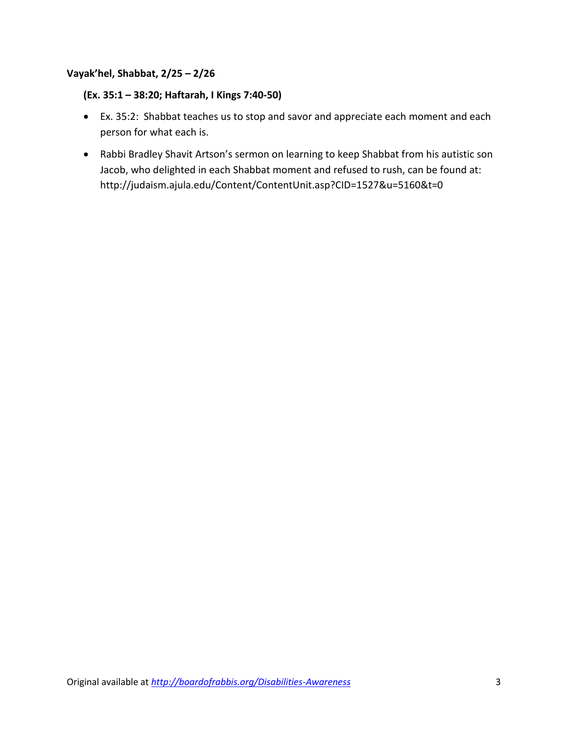**Vayak'hel, Shabbat, 2/25 – 2/26**

**(Ex. 35:1 – 38:20; Haftarah, I Kings 7:40-50)**

- Ex. 35:2: Shabbat teaches us to stop and savor and appreciate each moment and each person for what each is.
- Rabbi Bradley Shavit Artson's sermon on learning to keep Shabbat from his autistic son Jacob, who delighted in each Shabbat moment and refused to rush, can be found at: http://judaism.ajula.edu/Content/ContentUnit.asp?CID=1527&u=5160&t=0

Original available at *http://boardofrabbis.org/Disabilities-Awareness*